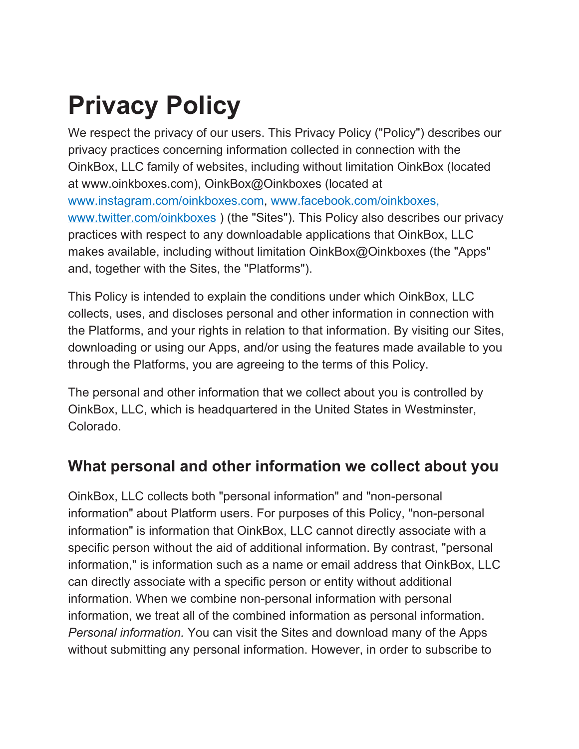# Privacy Policy

We respect the privacy of our users. This Privacy Policy ("Policy") describes our privacy practices concerning information collected in connection with the OinkBox, LLC family of websites, including without limitation OinkBox (located at www.oinkboxes.com), OinkBox@Oinkboxes (located at www.instagram.com/oinkboxes.com, www.facebook.com/oinkboxes, www.twitter.com/oinkboxes ) (the "Sites"). This Policy also describes our privacy practices with respect to any downloadable applications that OinkBox, LLC makes available, including without limitation OinkBox@Oinkboxes (the "Apps" and, together with the Sites, the "Platforms").

This Policy is intended to explain the conditions under which OinkBox, LLC collects, uses, and discloses personal and other information in connection with the Platforms, and your rights in relation to that information. By visiting our Sites, downloading or using our Apps, and/or using the features made available to you through the Platforms, you are agreeing to the terms of this Policy.

The personal and other information that we collect about you is controlled by OinkBox, LLC, which is headquartered in the United States in Westminster, Colorado.

## What personal and other information we collect about you

OinkBox, LLC collects both "personal information" and "non-personal information" about Platform users. For purposes of this Policy, "non-personal information" is information that OinkBox, LLC cannot directly associate with a specific person without the aid of additional information. By contrast, "personal information," is information such as a name or email address that OinkBox, LLC can directly associate with a specific person or entity without additional information. When we combine non-personal information with personal information, we treat all of the combined information as personal information. *Personal information.* You can visit the Sites and download many of the Apps without submitting any personal information. However, in order to subscribe to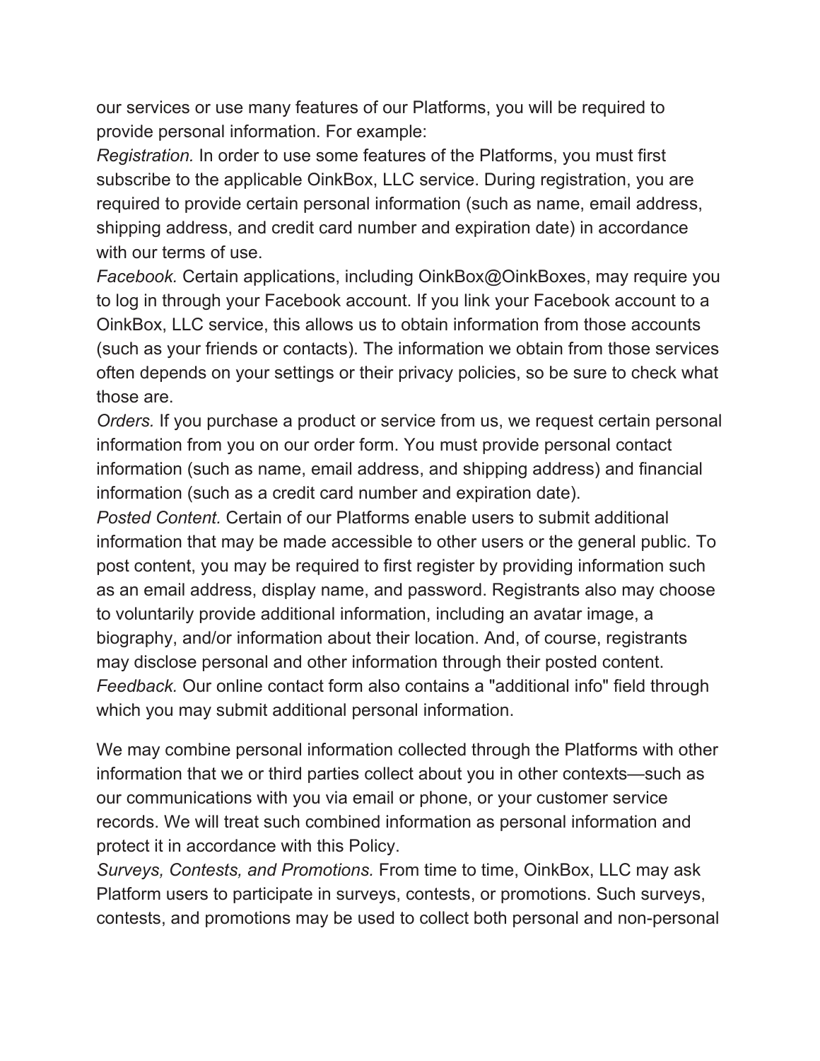our services or use many features of our Platforms, you will be required to provide personal information. For example:

*Registration.* In order to use some features of the Platforms, you must first subscribe to the applicable OinkBox, LLC service. During registration, you are required to provide certain personal information (such as name, email address, shipping address, and credit card number and expiration date) in accordance with our terms of use.

*Facebook.* Certain applications, including OinkBox@OinkBoxes, may require you to log in through your Facebook account. If you link your Facebook account to a OinkBox, LLC service, this allows us to obtain information from those accounts (such as your friends or contacts). The information we obtain from those services often depends on your settings or their privacy policies, so be sure to check what those are.

*Orders.* If you purchase a product or service from us, we request certain personal information from you on our order form. You must provide personal contact information (such as name, email address, and shipping address) and financial information (such as a credit card number and expiration date).

*Posted Content.* Certain of our Platforms enable users to submit additional information that may be made accessible to other users or the general public. To post content, you may be required to first register by providing information such as an email address, display name, and password. Registrants also may choose to voluntarily provide additional information, including an avatar image, a biography, and/or information about their location. And, of course, registrants may disclose personal and other information through their posted content.

*Feedback.* Our online contact form also contains a "additional info" field through which you may submit additional personal information.

We may combine personal information collected through the Platforms with other information that we or third parties collect about you in other contexts—such as our communications with you via email or phone, or your customer service records. We will treat such combined information as personal information and protect it in accordance with this Policy.

*Surveys, Contests, and Promotions.* From time to time, OinkBox, LLC may ask Platform users to participate in surveys, contests, or promotions. Such surveys, contests, and promotions may be used to collect both personal and non-personal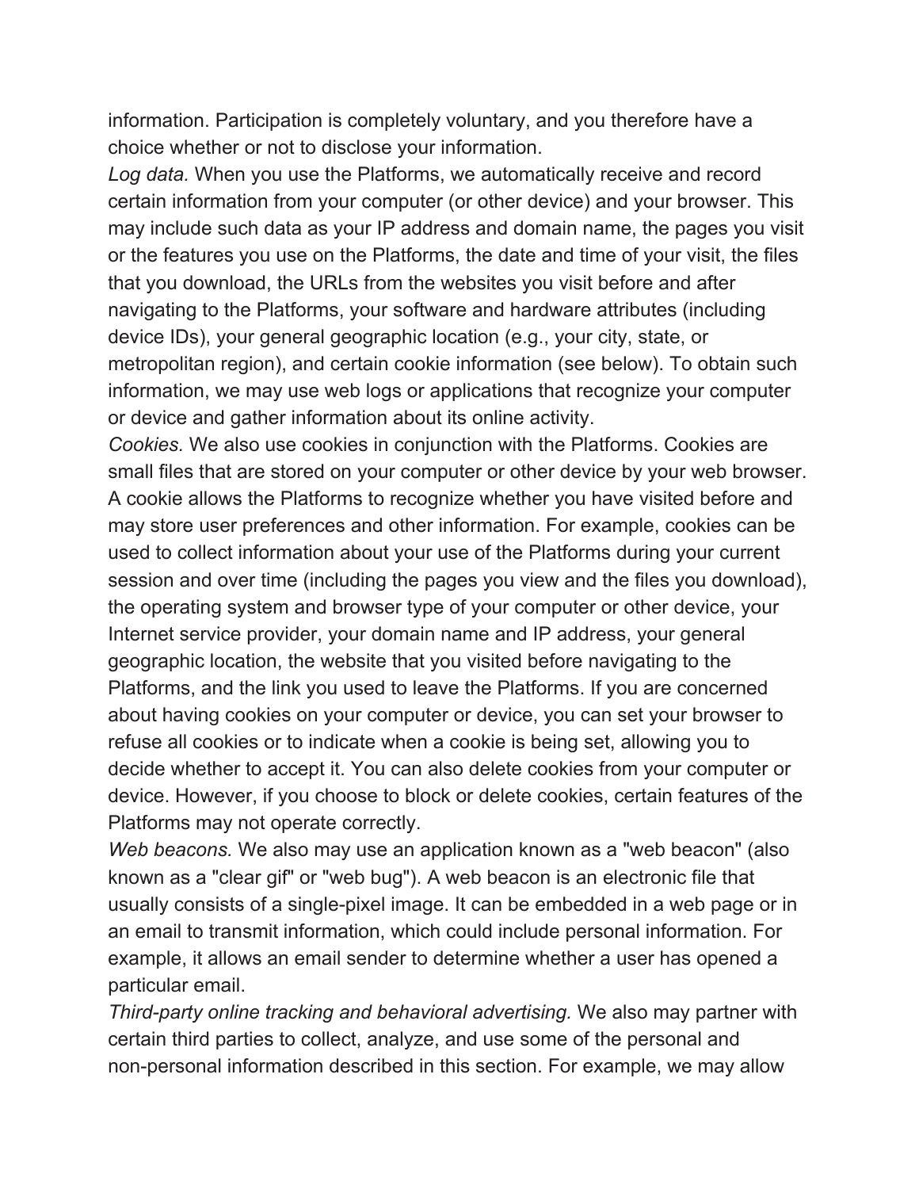information. Participation is completely voluntary, and you therefore have a choice whether or not to disclose your information.

*Log data.* When you use the Platforms, we automatically receive and record certain information from your computer (or other device) and your browser. This may include such data as your IP address and domain name, the pages you visit or the features you use on the Platforms, the date and time of your visit, the files that you download, the URLs from the websites you visit before and after navigating to the Platforms, your software and hardware attributes (including device IDs), your general geographic location (e.g., your city, state, or metropolitan region), and certain cookie information (see below). To obtain such information, we may use web logs or applications that recognize your computer or device and gather information about its online activity.

*Cookies.* We also use cookies in conjunction with the Platforms. Cookies are small files that are stored on your computer or other device by your web browser. A cookie allows the Platforms to recognize whether you have visited before and may store user preferences and other information. For example, cookies can be used to collect information about your use of the Platforms during your current session and over time (including the pages you view and the files you download), the operating system and browser type of your computer or other device, your Internet service provider, your domain name and IP address, your general geographic location, the website that you visited before navigating to the Platforms, and the link you used to leave the Platforms. If you are concerned about having cookies on your computer or device, you can set your browser to refuse all cookies or to indicate when a cookie is being set, allowing you to decide whether to accept it. You can also delete cookies from your computer or device. However, if you choose to block or delete cookies, certain features of the Platforms may not operate correctly.

*Web beacons.* We also may use an application known as a "web beacon" (also known as a "clear gif" or "web bug"). A web beacon is an electronic file that usually consists of a single-pixel image. It can be embedded in a web page or in an email to transmit information, which could include personal information. For example, it allows an email sender to determine whether a user has opened a particular email.

*Third-party online tracking and behavioral advertising.* We also may partner with certain third parties to collect, analyze, and use some of the personal and non-personal information described in this section. For example, we may allow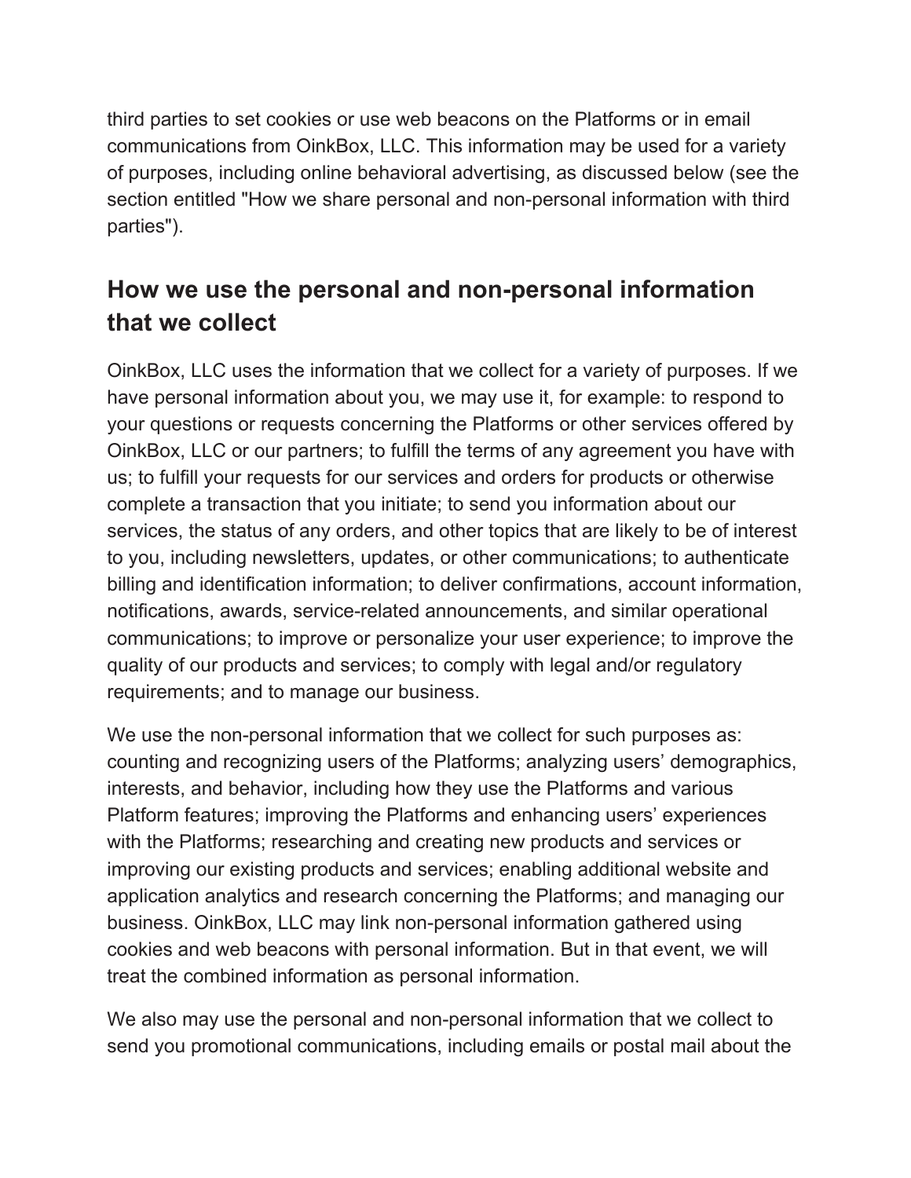third parties to set cookies or use web beacons on the Platforms or in email communications from OinkBox, LLC. This information may be used for a variety of purposes, including online behavioral advertising, as discussed below (see the section entitled "How we share personal and non-personal information with third parties").

## How we use the personal and non-personal information that we collect

OinkBox, LLC uses the information that we collect for a variety of purposes. If we have personal information about you, we may use it, for example: to respond to your questions or requests concerning the Platforms or other services offered by OinkBox, LLC or our partners; to fulfill the terms of any agreement you have with us; to fulfill your requests for our services and orders for products or otherwise complete a transaction that you initiate; to send you information about our services, the status of any orders, and other topics that are likely to be of interest to you, including newsletters, updates, or other communications; to authenticate billing and identification information; to deliver confirmations, account information, notifications, awards, service-related announcements, and similar operational communications; to improve or personalize your user experience; to improve the quality of our products and services; to comply with legal and/or regulatory requirements; and to manage our business.

We use the non-personal information that we collect for such purposes as: counting and recognizing users of the Platforms; analyzing users' demographics, interests, and behavior, including how they use the Platforms and various Platform features; improving the Platforms and enhancing users' experiences with the Platforms; researching and creating new products and services or improving our existing products and services; enabling additional website and application analytics and research concerning the Platforms; and managing our business. OinkBox, LLC may link non-personal information gathered using cookies and web beacons with personal information. But in that event, we will treat the combined information as personal information.

We also may use the personal and non-personal information that we collect to send you promotional communications, including emails or postal mail about the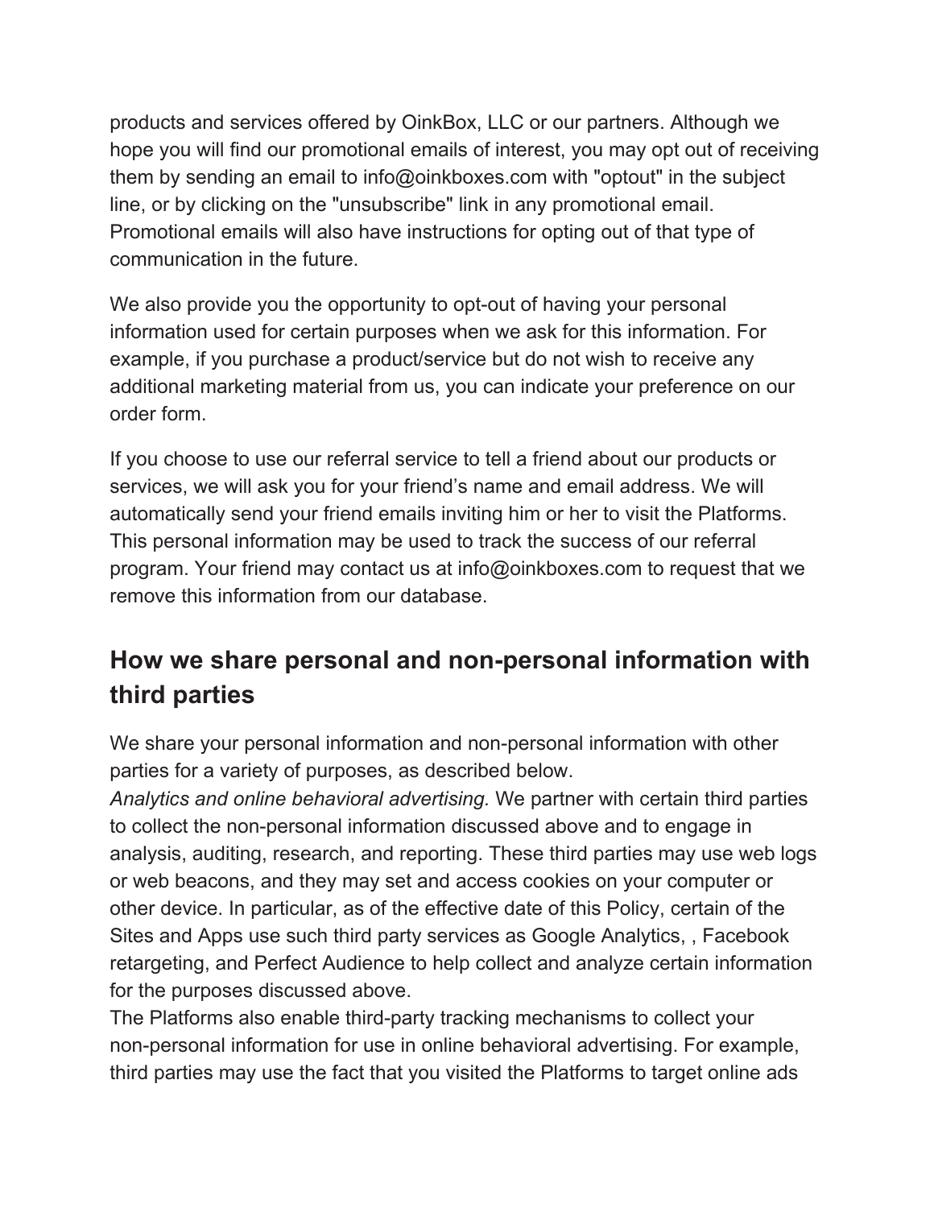products and services offered by OinkBox, LLC or our partners. Although we hope you will find our promotional emails of interest, you may opt out of receiving them by sending an email to info@oinkboxes.com with "optout" in the subject line, or by clicking on the "unsubscribe" link in any promotional email. Promotional emails will also have instructions for opting out of that type of communication in the future.

We also provide you the opportunity to opt-out of having your personal information used for certain purposes when we ask for this information. For example, if you purchase a product/service but do not wish to receive any additional marketing material from us, you can indicate your preference on our order form.

If you choose to use our referral service to tell a friend about our products or services, we will ask you for your friend's name and email address. We will automatically send your friend emails inviting him or her to visit the Platforms. This personal information may be used to track the success of our referral program. Your friend may contact us at info@oinkboxes.com to request that we remove this information from our database.

## How we share personal and non-personal information with third parties

We share your personal information and non-personal information with other parties for a variety of purposes, as described below.

*Analytics and online behavioral advertising.* We partner with certain third parties to collect the non-personal information discussed above and to engage in analysis, auditing, research, and reporting. These third parties may use web logs or web beacons, and they may set and access cookies on your computer or other device. In particular, as of the effective date of this Policy, certain of the Sites and Apps use such third party services as Google Analytics, , Facebook retargeting, and Perfect Audience to help collect and analyze certain information for the purposes discussed above.

The Platforms also enable third-party tracking mechanisms to collect your non-personal information for use in online behavioral advertising. For example, third parties may use the fact that you visited the Platforms to target online ads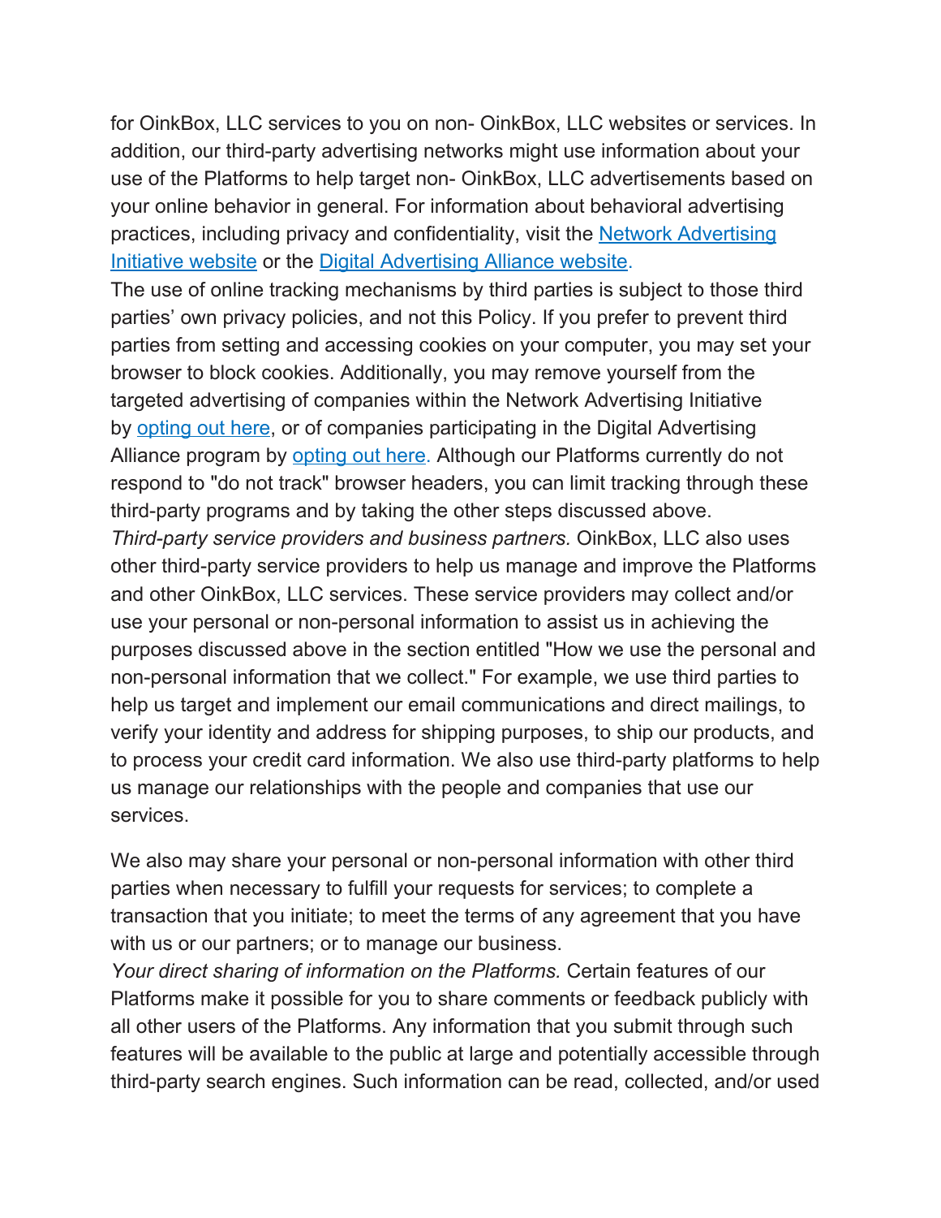for OinkBox, LLC services to you on non- OinkBox, LLC websites or services. In addition, our third-party advertising networks might use information about your use of the Platforms to help target non- OinkBox, LLC advertisements based on your online behavior in general. For information about behavioral advertising practices, including privacy and confidentiality, visit the Network Advertising Initiative website or the Digital Advertising Alliance website.

The use of online tracking mechanisms by third parties is subject to those third parties' own privacy policies, and not this Policy. If you prefer to prevent third parties from setting and accessing cookies on your computer, you may set your browser to block cookies. Additionally, you may remove yourself from the targeted advertising of companies within the Network Advertising Initiative by opting out here, or of companies participating in the Digital Advertising Alliance program by opting out here. Although our Platforms currently do not respond to "do not track" browser headers, you can limit tracking through these third-party programs and by taking the other steps discussed above.

*Third-party service providers and business partners.* OinkBox, LLC also uses other third-party service providers to help us manage and improve the Platforms and other OinkBox, LLC services. These service providers may collect and/or use your personal or non-personal information to assist us in achieving the purposes discussed above in the section entitled "How we use the personal and non-personal information that we collect." For example, we use third parties to help us target and implement our email communications and direct mailings, to verify your identity and address for shipping purposes, to ship our products, and to process your credit card information. We also use third-party platforms to help us manage our relationships with the people and companies that use our services.

We also may share your personal or non-personal information with other third parties when necessary to fulfill your requests for services; to complete a transaction that you initiate; to meet the terms of any agreement that you have with us or our partners; or to manage our business.

*Your direct sharing of information on the Platforms.* Certain features of our Platforms make it possible for you to share comments or feedback publicly with all other users of the Platforms. Any information that you submit through such features will be available to the public at large and potentially accessible through third-party search engines. Such information can be read, collected, and/or used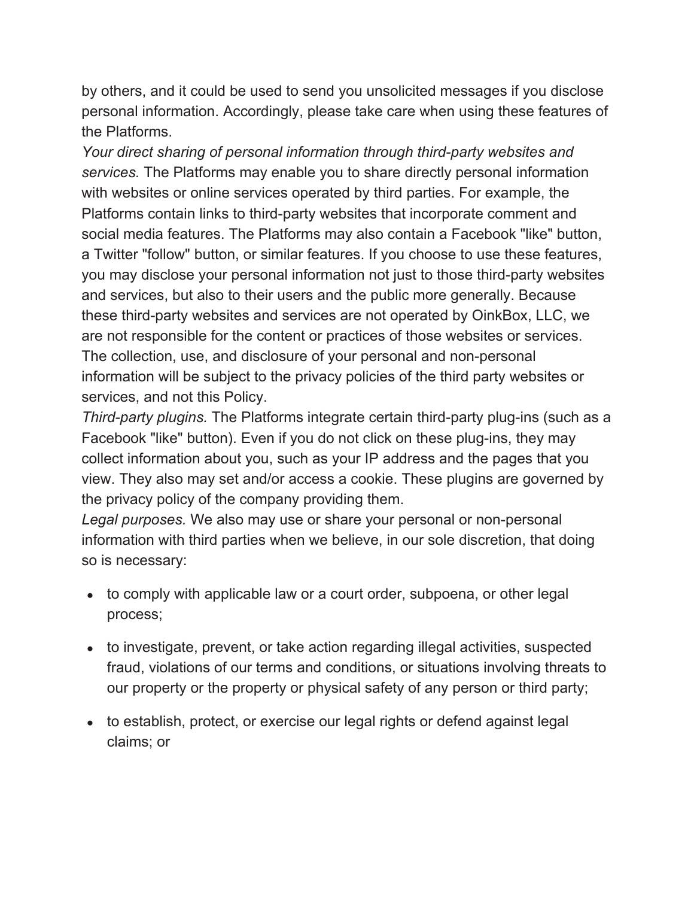by others, and it could be used to send you unsolicited messages if you disclose personal information. Accordingly, please take care when using these features of the Platforms.

*Your direct sharing of personal information through third-party websites and services.* The Platforms may enable you to share directly personal information with websites or online services operated by third parties. For example, the Platforms contain links to third-party websites that incorporate comment and social media features. The Platforms may also contain a Facebook "like" button, a Twitter "follow" button, or similar features. If you choose to use these features, you may disclose your personal information not just to those third-party websites and services, but also to their users and the public more generally. Because these third-party websites and services are not operated by OinkBox, LLC, we are not responsible for the content or practices of those websites or services. The collection, use, and disclosure of your personal and non-personal information will be subject to the privacy policies of the third party websites or services, and not this Policy.

*Third-party plugins.* The Platforms integrate certain third-party plug-ins (such as a Facebook "like" button). Even if you do not click on these plug-ins, they may collect information about you, such as your IP address and the pages that you view. They also may set and/or access a cookie. These plugins are governed by the privacy policy of the company providing them.

*Legal purposes.* We also may use or share your personal or non-personal information with third parties when we believe, in our sole discretion, that doing so is necessary:

- to comply with applicable law or a court order, subpoena, or other legal process;
- to investigate, prevent, or take action regarding illegal activities, suspected fraud, violations of our terms and conditions, or situations involving threats to our property or the property or physical safety of any person or third party;
- to establish, protect, or exercise our legal rights or defend against legal claims; or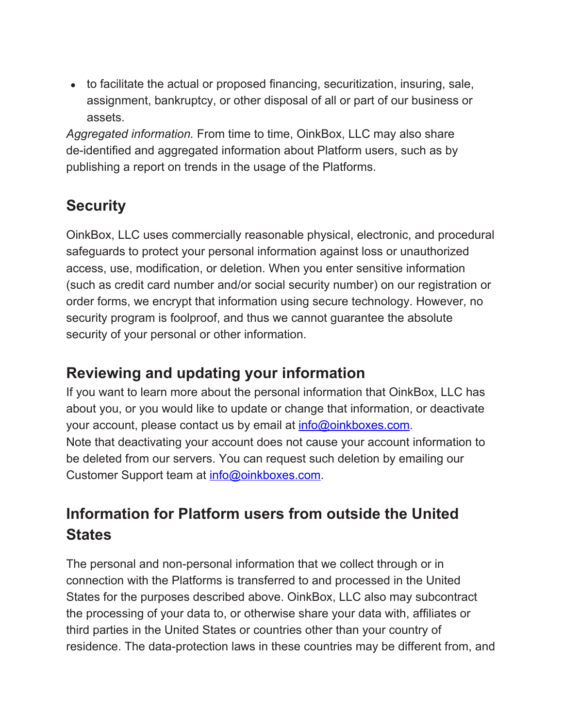- to facilitate the actual or proposed financing, securitization, insuring, sale, assignment, bankruptcy, or other disposal of all or part of our business or assets.

*Aggregated information.* From time to time, OinkBox, LLC may also share de-identified and aggregated information about Platform users, such as by publishing a report on trends in the usage of the Platforms.

## Security

OinkBox, LLC uses commercially reasonable physical, electronic, and procedural safeguards to protect your personal information against loss or unauthorized access, use, modification, or deletion. When you enter sensitive information (such as credit card number and/or social security number) on our registration or order forms, we encrypt that information using secure technology. However, no security program is foolproof, and thus we cannot guarantee the absolute security of your personal or other information.

## Reviewing and updating your information

If you want to learn more about the personal information that OinkBox, LLC has about you, or you would like to update or change that information, or deactivate your account, please contact us by email at [info@oinkboxes.com](mailto:info@oinkboxes.com).
Note that deactivating your account does not cause your account information to be deleted from our servers. You can request such deletion by emailing our Customer Support team at [info@oinkboxes.com](mailto:info@oinkboxes.com).

## Information for Platform users from outside the United States

The personal and non-personal information that we collect through or in connection with the Platforms is transferred to and processed in the United States for the purposes described above. OinkBox, LLC also may subcontract the processing of your data to, or otherwise share your data with, affiliates or third parties in the United States or countries other than your country of residence. The data-protection laws in these countries may be different from, and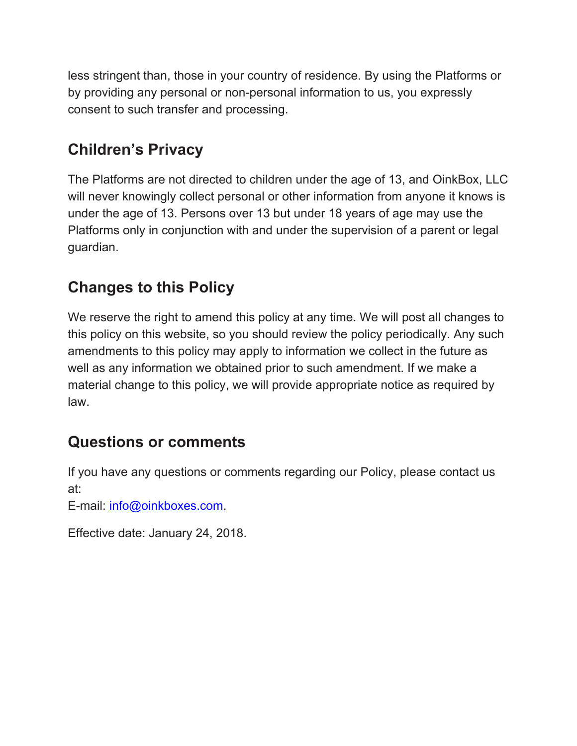less stringent than, those in your country of residence. By using the Platforms or by providing any personal or non-personal information to us, you expressly consent to such transfer and processing.

## Children's Privacy

The Platforms are not directed to children under the age of 13, and OinkBox, LLC will never knowingly collect personal or other information from anyone it knows is under the age of 13. Persons over 13 but under 18 years of age may use the Platforms only in conjunction with and under the supervision of a parent or legal guardian.

## Changes to this Policy

We reserve the right to amend this policy at any time. We will post all changes to this policy on this website, so you should review the policy periodically. Any such amendments to this policy may apply to information we collect in the future as well as any information we obtained prior to such amendment. If we make a material change to this policy, we will provide appropriate notice as required by law.

## Questions or comments

If you have any questions or comments regarding our Policy, please contact us at:
E-mail: info@oinkboxes.com.

Effective date: January 24, 2018.